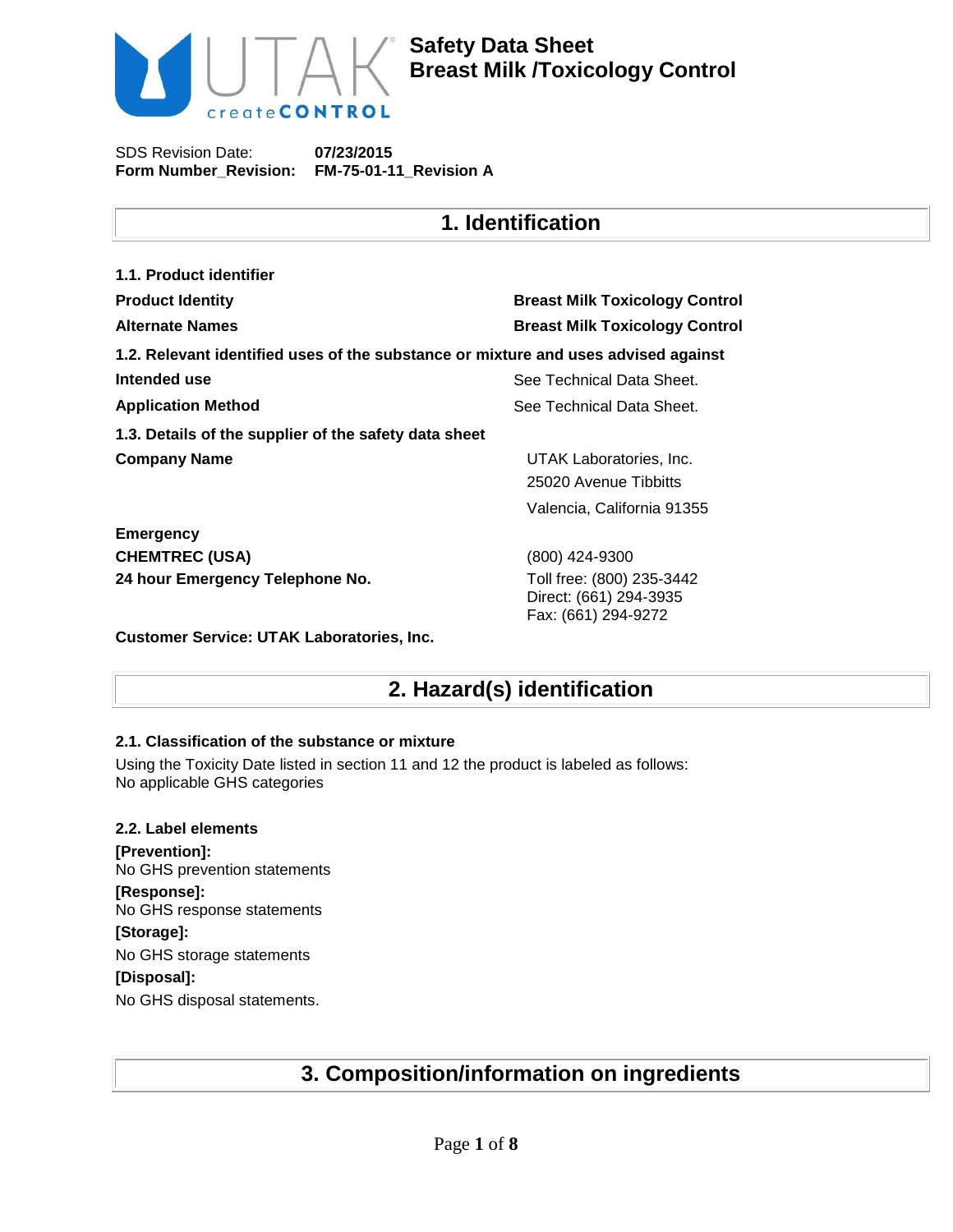# Safety Data Sheet
# Breast Milk /Toxicology Control

SDS Revision Date: **07/23/2015**
**Form Number_Revision: FM-75-01-11_Revision A**

## 1. Identification

**1.1. Product identifier**

| | |
|---|---|
| **Product Identity** | **Breast Milk Toxicology Control** |
| **Alternate Names** | **Breast Milk Toxicology Control** |

**1.2. Relevant identified uses of the substance or mixture and uses advised against**

| | |
|---|---|
| **Intended use** | See Technical Data Sheet. |
| **Application Method** | See Technical Data Sheet. |

**1.3. Details of the supplier of the safety data sheet**

| | |
|---|---|
| **Company Name** | UTAK Laboratories, Inc.<br>25020 Avenue Tibbitts<br>Valencia, California 91355 |
| **Emergency** | |
| **CHEMTREC (USA)** | (800) 424-9300 |
| **24 hour Emergency Telephone No.** | Toll free: (800) 235-3442<br>Direct: (661) 294-3935<br>Fax: (661) 294-9272 |

**Customer Service: UTAK Laboratories, Inc.**

## 2. Hazard(s) identification

**2.1. Classification of the substance or mixture**

Using the Toxicity Date listed in section 11 and 12 the product is labeled as follows:
No applicable GHS categories

**2.2. Label elements**

**[Prevention]:**
No GHS prevention statements

**[Response]:**
No GHS response statements

**[Storage]:**
No GHS storage statements

**[Disposal]:**
No GHS disposal statements.

## 3. Composition/information on ingredients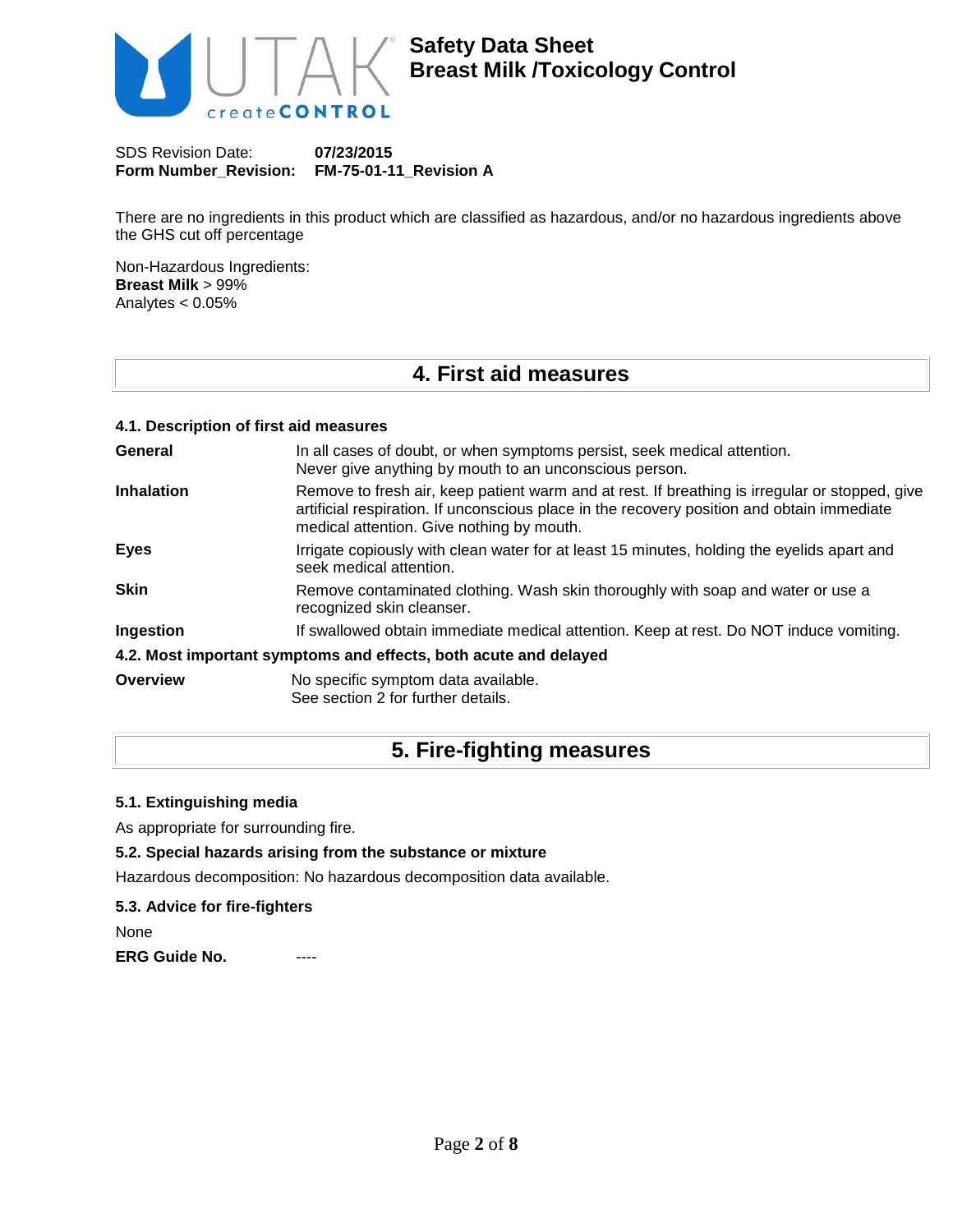SDS Revision Date: **07/23/2015**
**Form Number_Revision: FM-75-01-11_Revision A**

There are no ingredients in this product which are classified as hazardous, and/or no hazardous ingredients above the GHS cut off percentage

Non-Hazardous Ingredients:
**Breast Milk** > 99%
Analytes < 0.05%

## 4. First aid measures

### 4.1. Description of first aid measures

| | |
|---|---|
| **General** | In all cases of doubt, or when symptoms persist, seek medical attention. Never give anything by mouth to an unconscious person. |
| **Inhalation** | Remove to fresh air, keep patient warm and at rest. If breathing is irregular or stopped, give artificial respiration. If unconscious place in the recovery position and obtain immediate medical attention. Give nothing by mouth. |
| **Eyes** | Irrigate copiously with clean water for at least 15 minutes, holding the eyelids apart and seek medical attention. |
| **Skin** | Remove contaminated clothing. Wash skin thoroughly with soap and water or use a recognized skin cleanser. |
| **Ingestion** | If swallowed obtain immediate medical attention. Keep at rest. Do NOT induce vomiting. |

### 4.2. Most important symptoms and effects, both acute and delayed

| | |
|---|---|
| **Overview** | No specific symptom data available. See section 2 for further details. |

## 5. Fire-fighting measures

### 5.1. Extinguishing media

As appropriate for surrounding fire.

### 5.2. Special hazards arising from the substance or mixture

Hazardous decomposition: No hazardous decomposition data available.

### 5.3. Advice for fire-fighters

None

**ERG Guide No.** ----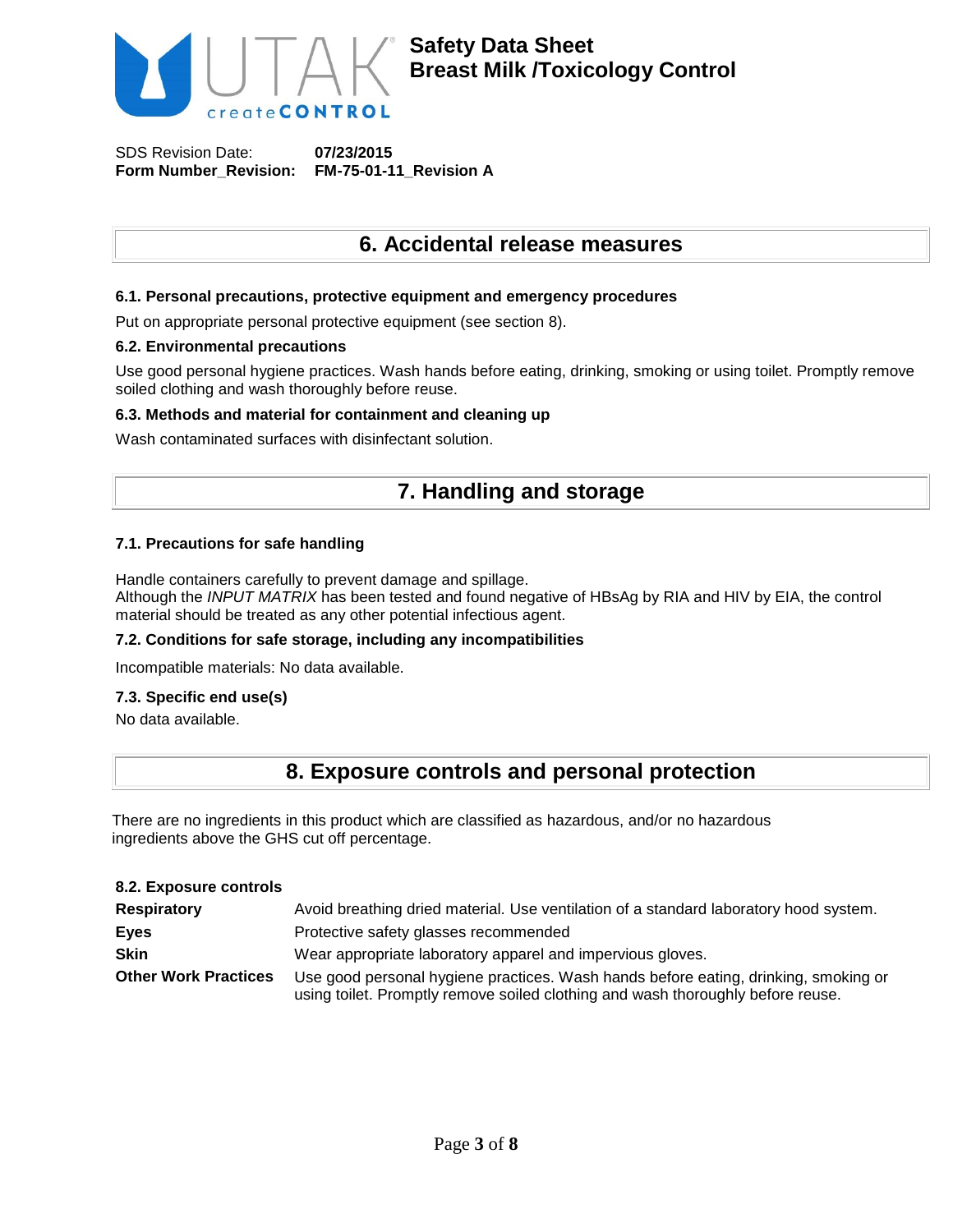## 6. Accidental release measures

### 6.1. Personal precautions, protective equipment and emergency procedures

Put on appropriate personal protective equipment (see section 8).

### 6.2. Environmental precautions

Use good personal hygiene practices. Wash hands before eating, drinking, smoking or using toilet. Promptly remove soiled clothing and wash thoroughly before reuse.

### 6.3. Methods and material for containment and cleaning up

Wash contaminated surfaces with disinfectant solution.

## 7. Handling and storage

### 7.1. Precautions for safe handling

Handle containers carefully to prevent damage and spillage.
Although the *INPUT MATRIX* has been tested and found negative of HBsAg by RIA and HIV by EIA, the control material should be treated as any other potential infectious agent.

### 7.2. Conditions for safe storage, including any incompatibilities

Incompatible materials: No data available.

### 7.3. Specific end use(s)

No data available.

## 8. Exposure controls and personal protection

There are no ingredients in this product which are classified as hazardous, and/or no hazardous ingredients above the GHS cut off percentage.

### 8.2. Exposure controls

| | |
|---|---|
| **Respiratory** | Avoid breathing dried material. Use ventilation of a standard laboratory hood system. |
| **Eyes** | Protective safety glasses recommended |
| **Skin** | Wear appropriate laboratory apparel and impervious gloves. |
| **Other Work Practices** | Use good personal hygiene practices. Wash hands before eating, drinking, smoking or using toilet. Promptly remove soiled clothing and wash thoroughly before reuse. |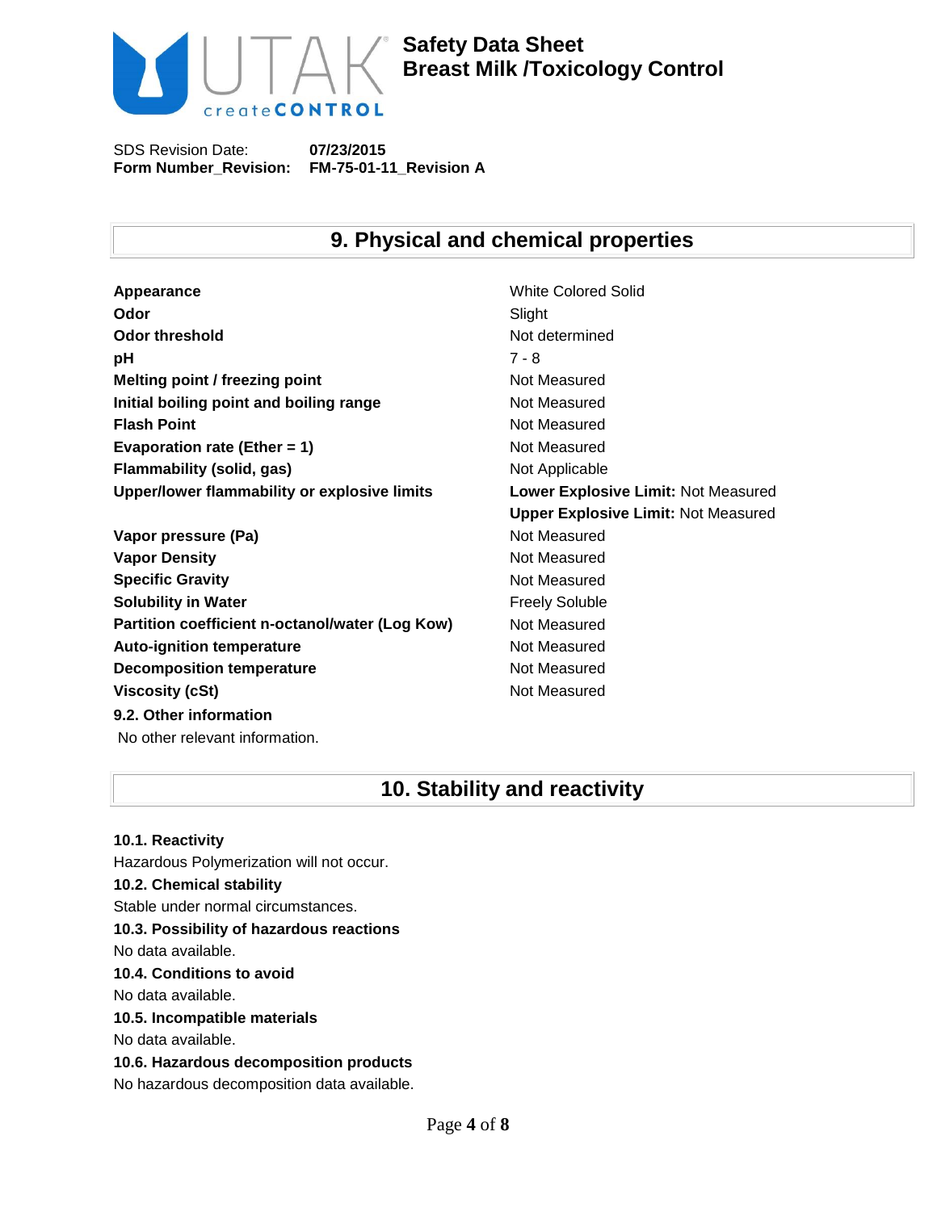## 9. Physical and chemical properties

| Property | Value |
|---|---|
| **Appearance** | White Colored Solid |
| **Odor** | Slight |
| **Odor threshold** | Not determined |
| **pH** | 7 - 8 |
| **Melting point / freezing point** | Not Measured |
| **Initial boiling point and boiling range** | Not Measured |
| **Flash Point** | Not Measured |
| **Evaporation rate (Ether = 1)** | Not Measured |
| **Flammability (solid, gas)** | Not Applicable |
| **Upper/lower flammability or explosive limits** | **Lower Explosive Limit:** Not Measured<br>**Upper Explosive Limit:** Not Measured |
| **Vapor pressure (Pa)** | Not Measured |
| **Vapor Density** | Not Measured |
| **Specific Gravity** | Not Measured |
| **Solubility in Water** | Freely Soluble |
| **Partition coefficient n-octanol/water (Log Kow)** | Not Measured |
| **Auto-ignition temperature** | Not Measured |
| **Decomposition temperature** | Not Measured |
| **Viscosity (cSt)** | Not Measured |

**9.2. Other information**

No other relevant information.

## 10. Stability and reactivity

**10.1. Reactivity**

Hazardous Polymerization will not occur.

**10.2. Chemical stability**

Stable under normal circumstances.

**10.3. Possibility of hazardous reactions**

No data available.

**10.4. Conditions to avoid**

No data available.

**10.5. Incompatible materials**

No data available.

**10.6. Hazardous decomposition products**

No hazardous decomposition data available.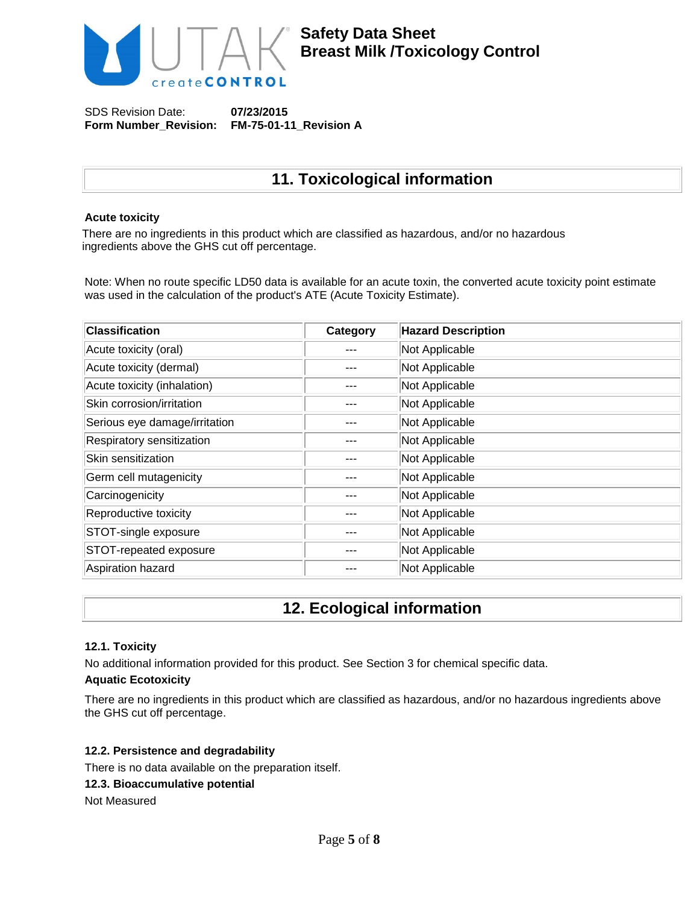## 11. Toxicological information

**Acute toxicity**

There are no ingredients in this product which are classified as hazardous, and/or no hazardous ingredients above the GHS cut off percentage.

Note: When no route specific LD50 data is available for an acute toxin, the converted acute toxicity point estimate was used in the calculation of the product's ATE (Acute Toxicity Estimate).

| Classification | Category | Hazard Description |
|---|---|---|
| Acute toxicity (oral) | --- | Not Applicable |
| Acute toxicity (dermal) | --- | Not Applicable |
| Acute toxicity (inhalation) | --- | Not Applicable |
| Skin corrosion/irritation | --- | Not Applicable |
| Serious eye damage/irritation | --- | Not Applicable |
| Respiratory sensitization | --- | Not Applicable |
| Skin sensitization | --- | Not Applicable |
| Germ cell mutagenicity | --- | Not Applicable |
| Carcinogenicity | --- | Not Applicable |
| Reproductive toxicity | --- | Not Applicable |
| STOT-single exposure | --- | Not Applicable |
| STOT-repeated exposure | --- | Not Applicable |
| Aspiration hazard | --- | Not Applicable |

## 12. Ecological information

**12.1. Toxicity**

No additional information provided for this product. See Section 3 for chemical specific data.

**Aquatic Ecotoxicity**

There are no ingredients in this product which are classified as hazardous, and/or no hazardous ingredients above the GHS cut off percentage.

**12.2. Persistence and degradability**

There is no data available on the preparation itself.

**12.3. Bioaccumulative potential**

Not Measured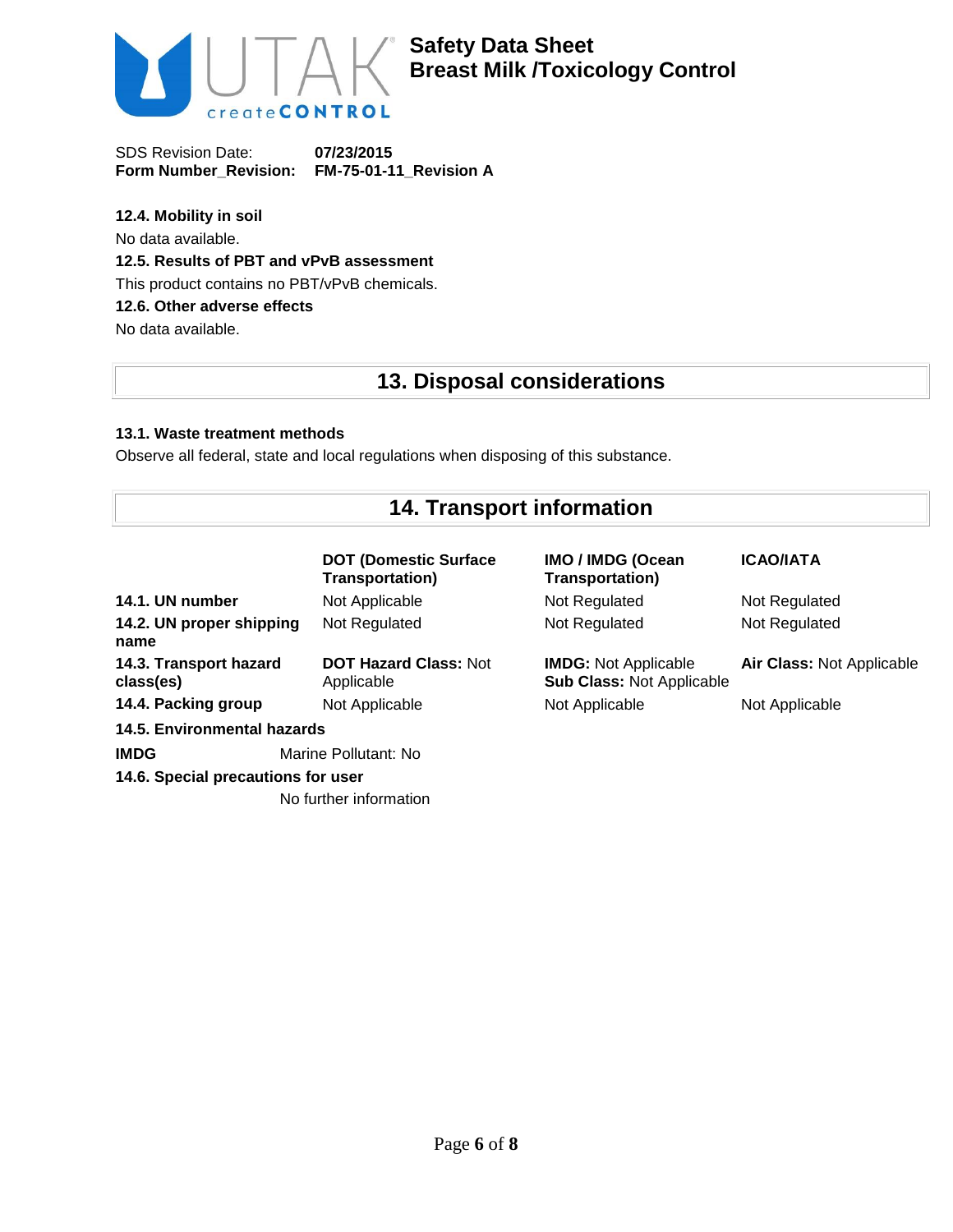#### 12.4. Mobility in soil

No data available.

#### 12.5. Results of PBT and vPvB assessment

This product contains no PBT/vPvB chemicals.

#### 12.6. Other adverse effects

No data available.

## 13. Disposal considerations

#### 13.1. Waste treatment methods

Observe all federal, state and local regulations when disposing of this substance.

## 14. Transport information

| | DOT (Domestic Surface Transportation) | IMO / IMDG (Ocean Transportation) | ICAO/IATA |
|---|---|---|---|
| **14.1. UN number** | Not Applicable | Not Regulated | Not Regulated |
| **14.2. UN proper shipping name** | Not Regulated | Not Regulated | Not Regulated |
| **14.3. Transport hazard class(es)** | **DOT Hazard Class:** Not Applicable | **IMDG:** Not Applicable **Sub Class:** Not Applicable | **Air Class:** Not Applicable |
| **14.4. Packing group** | Not Applicable | Not Applicable | Not Applicable |

**14.5. Environmental hazards**

**IMDG** Marine Pollutant: No

**14.6. Special precautions for user**

No further information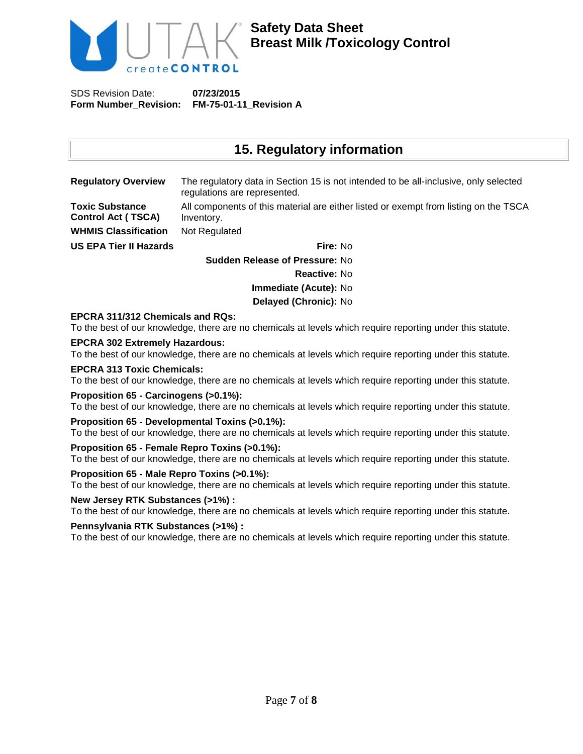## 15. Regulatory information

**Regulatory Overview** The regulatory data in Section 15 is not intended to be all-inclusive, only selected regulations are represented.

**Toxic Substance Control Act ( TSCA)** All components of this material are either listed or exempt from listing on the TSCA Inventory.

**WHMIS Classification** Not Regulated

**US EPA Tier II Hazards**

**Fire:** No

**Sudden Release of Pressure:** No

**Reactive:** No

**Immediate (Acute):** No

**Delayed (Chronic):** No

**EPCRA 311/312 Chemicals and RQs:**
To the best of our knowledge, there are no chemicals at levels which require reporting under this statute.

**EPCRA 302 Extremely Hazardous:**
To the best of our knowledge, there are no chemicals at levels which require reporting under this statute.

**EPCRA 313 Toxic Chemicals:**
To the best of our knowledge, there are no chemicals at levels which require reporting under this statute.

**Proposition 65 - Carcinogens (>0.1%):**
To the best of our knowledge, there are no chemicals at levels which require reporting under this statute.

**Proposition 65 - Developmental Toxins (>0.1%):**
To the best of our knowledge, there are no chemicals at levels which require reporting under this statute.

**Proposition 65 - Female Repro Toxins (>0.1%):**
To the best of our knowledge, there are no chemicals at levels which require reporting under this statute.

**Proposition 65 - Male Repro Toxins (>0.1%):**
To the best of our knowledge, there are no chemicals at levels which require reporting under this statute.

**New Jersey RTK Substances (>1%) :**
To the best of our knowledge, there are no chemicals at levels which require reporting under this statute.

**Pennsylvania RTK Substances (>1%) :**
To the best of our knowledge, there are no chemicals at levels which require reporting under this statute.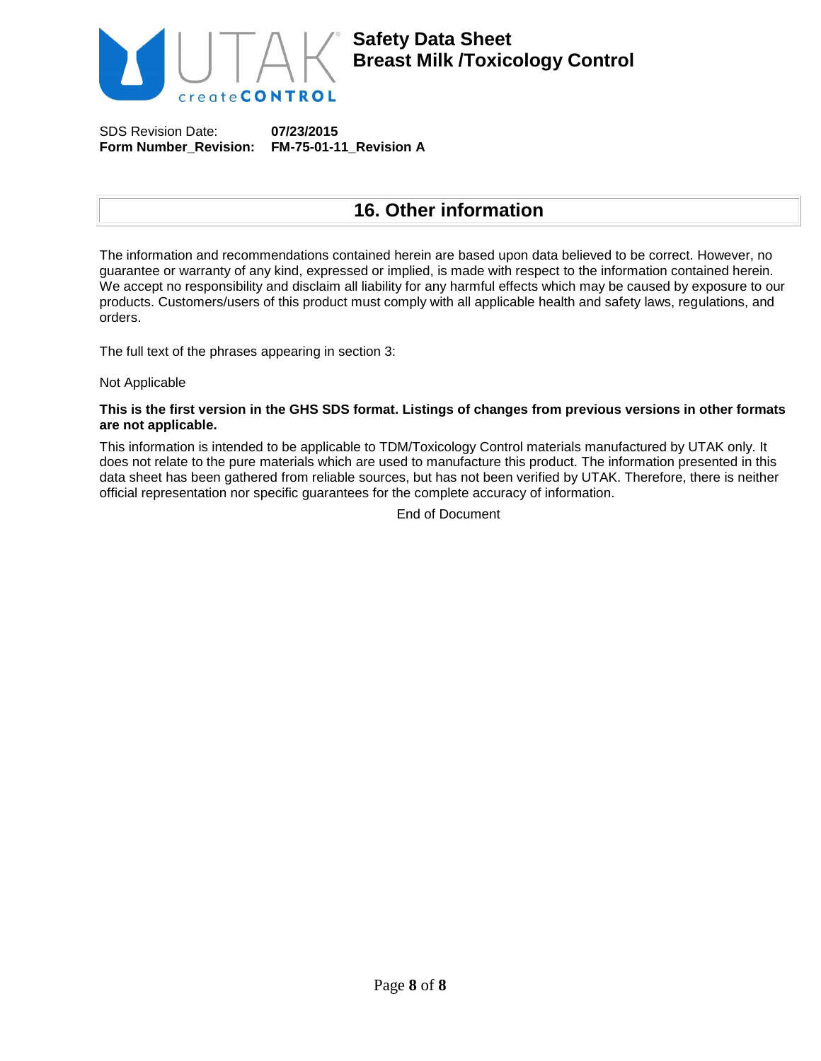## 16. Other information

The information and recommendations contained herein are based upon data believed to be correct. However, no guarantee or warranty of any kind, expressed or implied, is made with respect to the information contained herein. We accept no responsibility and disclaim all liability for any harmful effects which may be caused by exposure to our products. Customers/users of this product must comply with all applicable health and safety laws, regulations, and orders.

The full text of the phrases appearing in section 3:

Not Applicable

**This is the first version in the GHS SDS format. Listings of changes from previous versions in other formats are not applicable.**

This information is intended to be applicable to TDM/Toxicology Control materials manufactured by UTAK only. It does not relate to the pure materials which are used to manufacture this product. The information presented in this data sheet has been gathered from reliable sources, but has not been verified by UTAK. Therefore, there is neither official representation nor specific guarantees for the complete accuracy of information.

End of Document